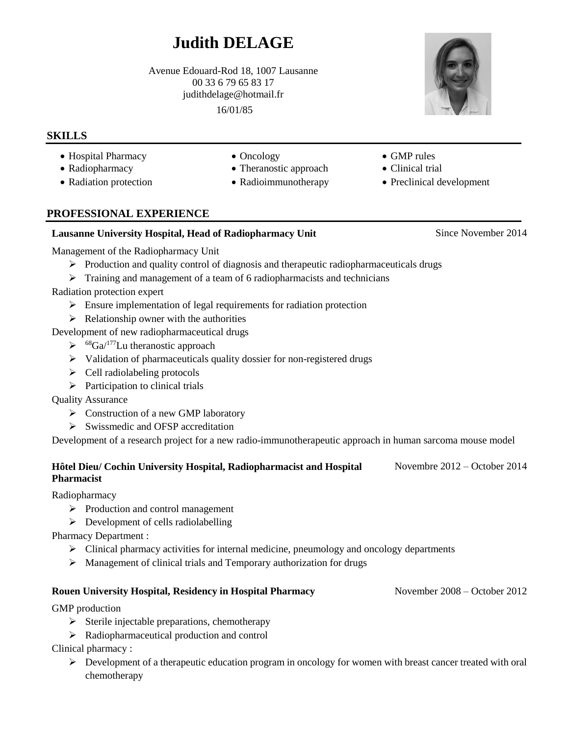# Judith DELAGE

Avenue Edouard-Rod 18, 1007 Lausanne
00 33 6 79 65 83 17
judithdelage@hotmail.fr
16/01/85

## SKILLS

- Hospital Pharmacy
- Radiopharmacy
- Radiation protection
- Oncology
- Theranostic approach
- Radioimmunotherapy
- GMP rules
- Clinical trial
- Preclinical development

## PROFESSIONAL EXPERIENCE

**Lausanne University Hospital, Head of Radiopharmacy Unit** — Since November 2014

Management of the Radiopharmacy Unit

- Production and quality control of diagnosis and therapeutic radiopharmaceuticals drugs
- Training and management of a team of 6 radiopharmacists and technicians

Radiation protection expert

- Ensure implementation of legal requirements for radiation protection
- Relationship owner with the authorities

Development of new radiopharmaceutical drugs

- $^{68}Ga/^{177}Lu$ theranostic approach
- Validation of pharmaceuticals quality dossier for non-registered drugs
- Cell radiolabeling protocols
- Participation to clinical trials

Quality Assurance

- Construction of a new GMP laboratory
- Swissmedic and OFSP accreditation

Development of a research project for a new radio-immunotherapeutic approach in human sarcoma mouse model

**Hôtel Dieu/ Cochin University Hospital, Radiopharmacist and Hospital Pharmacist** — Novembre 2012 – October 2014

Radiopharmacy

- Production and control management
- Development of cells radiolabelling

Pharmacy Department :

- Clinical pharmacy activities for internal medicine, pneumology and oncology departments
- Management of clinical trials and Temporary authorization for drugs

**Rouen University Hospital, Residency in Hospital Pharmacy** — November 2008 – October 2012

GMP production

- Sterile injectable preparations, chemotherapy
- Radiopharmaceutical production and control

Clinical pharmacy :

- Development of a therapeutic education program in oncology for women with breast cancer treated with oral chemotherapy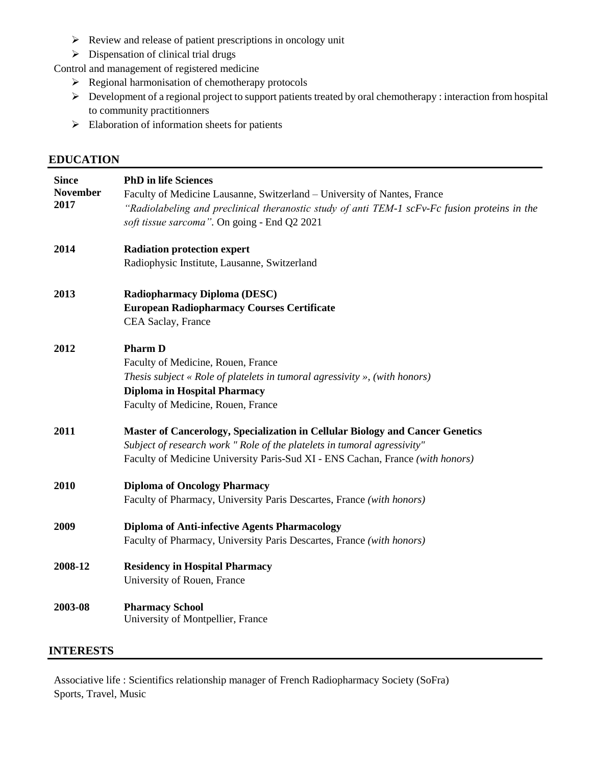- Review and release of patient prescriptions in oncology unit
- Dispensation of clinical trial drugs

Control and management of registered medicine

- Regional harmonisation of chemotherapy protocols
- Development of a regional project to support patients treated by oral chemotherapy : interaction from hospital to community practitionners
- Elaboration of information sheets for patients

## EDUCATION

| | |
|---|---|
| **Since November 2017** | **PhD in life Sciences**<br>Faculty of Medicine Lausanne, Switzerland – University of Nantes, France<br>*"Radiolabeling and preclinical theranostic study of anti TEM-1 scFv-Fc fusion proteins in the soft tissue sarcoma"*. On going - End Q2 2021 |
| **2014** | **Radiation protection expert**<br>Radiophysic Institute, Lausanne, Switzerland |
| **2013** | **Radiopharmacy Diploma (DESC)**<br>**European Radiopharmacy Courses Certificate**<br>CEA Saclay, France |
| **2012** | **Pharm D**<br>Faculty of Medicine, Rouen, France<br>*Thesis subject « Role of platelets in tumoral agressivity », (with honors)*<br>**Diploma in Hospital Pharmacy**<br>Faculty of Medicine, Rouen, France |
| **2011** | **Master of Cancerology, Specialization in Cellular Biology and Cancer Genetics**<br>*Subject of research work " Role of the platelets in tumoral agressivity"*<br>Faculty of Medicine University Paris-Sud XI - ENS Cachan, France *(with honors)* |
| **2010** | **Diploma of Oncology Pharmacy**<br>Faculty of Pharmacy, University Paris Descartes, France *(with honors)* |
| **2009** | **Diploma of Anti-infective Agents Pharmacology**<br>Faculty of Pharmacy, University Paris Descartes, France *(with honors)* |
| **2008-12** | **Residency in Hospital Pharmacy**<br>University of Rouen, France |
| **2003-08** | **Pharmacy School**<br>University of Montpellier, France |

## INTERESTS

Associative life : Scientifics relationship manager of French Radiopharmacy Society (SoFra)
Sports, Travel, Music